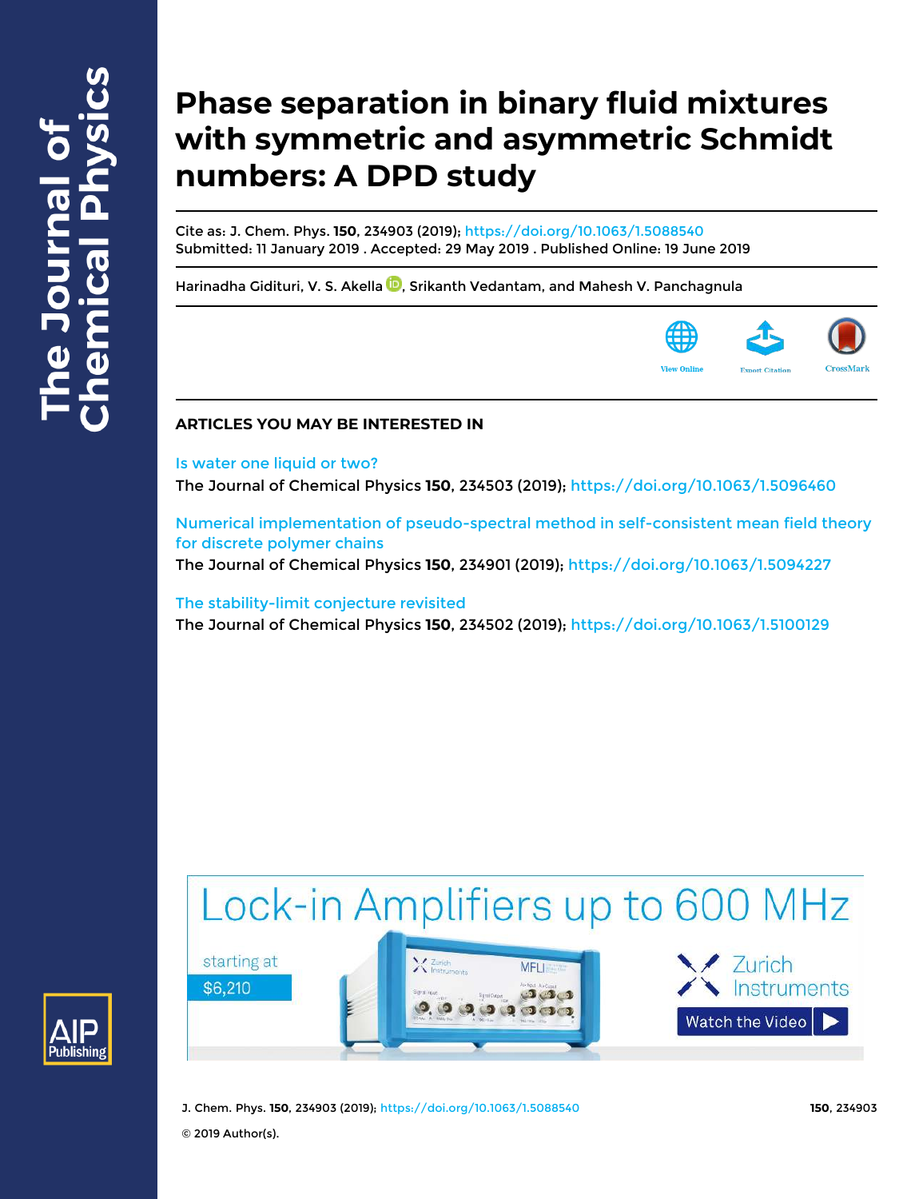# Phase separation in binary fluid mixtures with symmetric and asymmetric Schmidt numbers: A DPD study

Cite as: J. Chem. Phys. **150**, 234903 (2019); https://doi.org/10.1063/1.5088540
Submitted: 11 January 2019 . Accepted: 29 May 2019 . Published Online: 19 June 2019

Harinadha Gidituri, V. S. Akella, Srikanth Vedantam, and Mahesh V. Panchagnula

## ARTICLES YOU MAY BE INTERESTED IN

Is water one liquid or two?
The Journal of Chemical Physics **150**, 234503 (2019); https://doi.org/10.1063/1.5096460

Numerical implementation of pseudo-spectral method in self-consistent mean field theory for discrete polymer chains
The Journal of Chemical Physics **150**, 234901 (2019); https://doi.org/10.1063/1.5094227

The stability-limit conjecture revisited
The Journal of Chemical Physics **150**, 234502 (2019); https://doi.org/10.1063/1.5100129

© 2019 Author(s).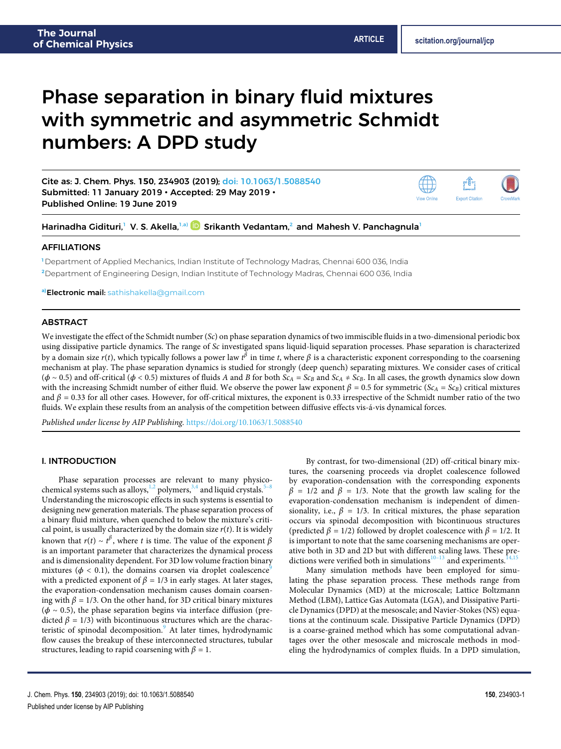# Phase separation in binary fluid mixtures with symmetric and asymmetric Schmidt numbers: A DPD study

Cite as: J. Chem. Phys. **150**, 234903 (2019); doi: 10.1063/1.5088540
Submitted: 11 January 2019 • Accepted: 29 May 2019 •
Published Online: 19 June 2019

Harinadha Gidituri,[1] V. S. Akella,[1,a)] Srikanth Vedantam,[2] and Mahesh V. Panchagnula[1]

## AFFILIATIONS

[1] Department of Applied Mechanics, Indian Institute of Technology Madras, Chennai 600 036, India

[2] Department of Engineering Design, Indian Institute of Technology Madras, Chennai 600 036, India

[a)] **Electronic mail:** sathishakella@gmail.com

## ABSTRACT

We investigate the effect of the Schmidt number ($Sc$) on phase separation dynamics of two immiscible fluids in a two-dimensional periodic box using dissipative particle dynamics. The range of $Sc$ investigated spans liquid-liquid separation processes. Phase separation is characterized by a domain size $r(t)$, which typically follows a power law $t^{\beta}$ in time $t$, where $\beta$ is a characteristic exponent corresponding to the coarsening mechanism at play. The phase separation dynamics is studied for strongly (deep quench) separating mixtures. We consider cases of critical ($\phi \sim 0.5$) and off-critical ($\phi < 0.5$) mixtures of fluids $A$ and $B$ for both $Sc_A = Sc_B$ and $Sc_A \neq Sc_B$. In all cases, the growth dynamics slow down with the increasing Schmidt number of either fluid. We observe the power law exponent $\beta = 0.5$ for symmetric ($Sc_A = Sc_B$) critical mixtures and $\beta = 0.33$ for all other cases. However, for off-critical mixtures, the exponent is 0.33 irrespective of the Schmidt number ratio of the two fluids. We explain these results from an analysis of the competition between diffusive effects vis-á-vis dynamical forces.

*Published under license by AIP Publishing.* https://doi.org/10.1063/1.5088540

## I. INTRODUCTION

Phase separation processes are relevant to many physico-chemical systems such as alloys,[1,2] polymers,[3,4] and liquid crystals.[5–8] Understanding the microscopic effects in such systems is essential to designing new generation materials. The phase separation process of a binary fluid mixture, when quenched to below the mixture's critical point, is usually characterized by the domain size $r(t)$. It is widely known that $r(t) \sim t^{\beta}$, where $t$ is time. The value of the exponent $\beta$ is an important parameter that characterizes the dynamical process and is dimensionality dependent. For 3D low volume fraction binary mixtures ($\phi < 0.1$), the domains coarsen via droplet coalescence[9] with a predicted exponent of $\beta = 1/3$ in early stages. At later stages, the evaporation-condensation mechanism causes domain coarsening with $\beta = 1/3$. On the other hand, for 3D critical binary mixtures ($\phi \sim 0.5$), the phase separation begins via interface diffusion (predicted $\beta = 1/3$) with bicontinuous structures which are the characteristic of spinodal decomposition.[9] At later times, hydrodynamic flow causes the breakup of these interconnected structures, tubular structures, leading to rapid coarsening with $\beta = 1$.

By contrast, for two-dimensional (2D) off-critical binary mixtures, the coarsening proceeds via droplet coalescence followed by evaporation-condensation with the corresponding exponents $\beta = 1/2$ and $\beta = 1/3$. Note that the growth law scaling for the evaporation-condensation mechanism is independent of dimensionality, i.e., $\beta = 1/3$. In critical mixtures, the phase separation occurs via spinodal decomposition with bicontinuous structures (predicted $\beta = 1/2$) followed by droplet coalescence with $\beta = 1/2$. It is important to note that the same coarsening mechanisms are operative both in 3D and 2D but with different scaling laws. These predictions were verified both in simulations[10–13] and experiments.[14,15]

Many simulation methods have been employed for simulating the phase separation process. These methods range from Molecular Dynamics (MD) at the microscale; Lattice Boltzmann Method (LBM), Lattice Gas Automata (LGA), and Dissipative Particle Dynamics (DPD) at the mesoscale; and Navier-Stokes (NS) equations at the continuum scale. Dissipative Particle Dynamics (DPD) is a coarse-grained method which has some computational advantages over the other mesoscale and microscale methods in modeling the hydrodynamics of complex fluids. In a DPD simulation,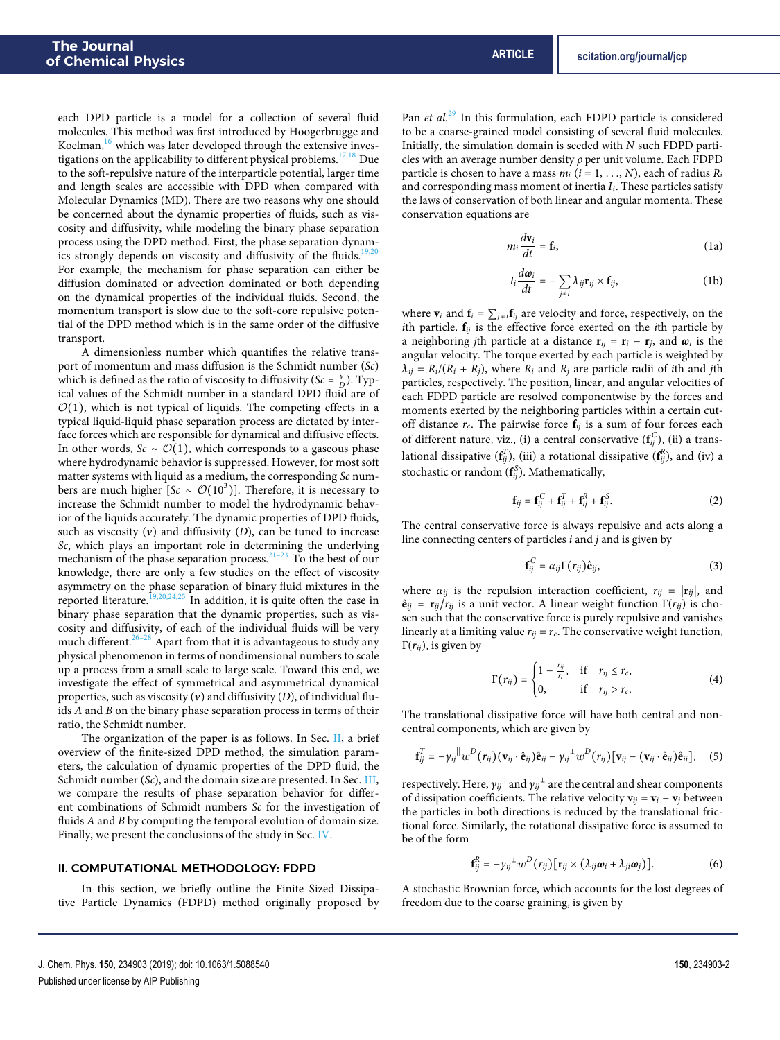each DPD particle is a model for a collection of several fluid molecules. This method was first introduced by Hoogerbrugge and Koelman,[16] which was later developed through the extensive investigations on the applicability to different physical problems.[17,18] Due to the soft-repulsive nature of the interparticle potential, larger time and length scales are accessible with DPD when compared with Molecular Dynamics (MD). There are two reasons why one should be concerned about the dynamic properties of fluids, such as viscosity and diffusivity, while modeling the binary phase separation process using the DPD method. First, the phase separation dynamics strongly depends on viscosity and diffusivity of the fluids.[19,20] For example, the mechanism for phase separation can either be diffusion dominated or advection dominated or both depending on the dynamical properties of the individual fluids. Second, the momentum transport is slow due to the soft-core repulsive potential of the DPD method which is in the same order of the diffusive transport.

A dimensionless number which quantifies the relative transport of momentum and mass diffusion is the Schmidt number ($Sc$) which is defined as the ratio of viscosity to diffusivity ($Sc = \frac{\nu}{D}$). Typical values of the Schmidt number in a standard DPD fluid are of $\mathcal{O}(1)$, which is not typical of liquids. The competing effects in a typical liquid-liquid phase separation process are dictated by interface forces which are responsible for dynamical and diffusive effects. In other words, $Sc \sim \mathcal{O}(1)$, which corresponds to a gaseous phase where hydrodynamic behavior is suppressed. However, for most soft matter systems with liquid as a medium, the corresponding $Sc$ numbers are much higher [$Sc \sim \mathcal{O}(10^3)$]. Therefore, it is necessary to increase the Schmidt number to model the hydrodynamic behavior of the liquids accurately. The dynamic properties of DPD fluids, such as viscosity ($\nu$) and diffusivity ($D$), can be tuned to increase $Sc$, which plays an important role in determining the underlying mechanism of the phase separation process.[21–23] To the best of our knowledge, there are only a few studies on the effect of viscosity asymmetry on the phase separation of binary fluid mixtures in the reported literature.[19,20,24,25] In addition, it is quite often the case in binary phase separation that the dynamic properties, such as viscosity and diffusivity, of each of the individual fluids will be very much different.[26–28] Apart from that it is advantageous to study any physical phenomenon in terms of nondimensional numbers to scale up a process from a small scale to large scale. Toward this end, we investigate the effect of symmetrical and asymmetrical dynamical properties, such as viscosity ($\nu$) and diffusivity ($D$), of individual fluids $A$ and $B$ on the binary phase separation process in terms of their ratio, the Schmidt number.

The organization of the paper is as follows. In Sec. II, a brief overview of the finite-sized DPD method, the simulation parameters, the calculation of dynamic properties of the DPD fluid, the Schmidt number ($Sc$), and the domain size are presented. In Sec. III, we compare the results of phase separation behavior for different combinations of Schmidt numbers $Sc$ for the investigation of fluids $A$ and $B$ by computing the temporal evolution of domain size. Finally, we present the conclusions of the study in Sec. IV.

## II. COMPUTATIONAL METHODOLOGY: FDPD

In this section, we briefly outline the Finite Sized Dissipative Particle Dynamics (FDPD) method originally proposed by Pan *et al.*[29] In this formulation, each FDPD particle is considered to be a coarse-grained model consisting of several fluid molecules. Initially, the simulation domain is seeded with $N$ such FDPD particles with an average number density $\rho$ per unit volume. Each FDPD particle is chosen to have a mass $m_i$ ($i = 1, \ldots, N$), each of radius $R_i$ and corresponding mass moment of inertia $I_i$. These particles satisfy the laws of conservation of both linear and angular momenta. These conservation equations are

$$m_i \frac{d\mathbf{v}_i}{dt} = \mathbf{f}_i, \tag{1a}$$

$$I_i \frac{d\boldsymbol{\omega}_i}{dt} = -\sum_{j \neq i} \lambda_{ij} \mathbf{r}_{ij} \times \mathbf{f}_{ij}, \tag{1b}$$

where $\mathbf{v}_i$ and $\mathbf{f}_i = \sum_{j \neq i} \mathbf{f}_{ij}$ are velocity and force, respectively, on the $i$th particle. $\mathbf{f}_{ij}$ is the effective force exerted on the $i$th particle by a neighboring $j$th particle at a distance $\mathbf{r}_{ij} = \mathbf{r}_i - \mathbf{r}_j$, and $\boldsymbol{\omega}_i$ is the angular velocity. The torque exerted by each particle is weighted by $\lambda_{ij} = R_i/(R_i + R_j)$, where $R_i$ and $R_j$ are particle radii of $i$th and $j$th particles, respectively. The position, linear, and angular velocities of each FDPD particle are resolved componentwise by the forces and moments exerted by the neighboring particles within a certain cut-off distance $r_c$. The pairwise force $\mathbf{f}_{ij}$ is a sum of four forces each of different nature, viz., (i) a central conservative ($\mathbf{f}_{ij}^C$), (ii) a translational dissipative ($\mathbf{f}_{ij}^T$), (iii) a rotational dissipative ($\mathbf{f}_{ij}^R$), and (iv) a stochastic or random ($\mathbf{f}_{ij}^S$). Mathematically,

$$\mathbf{f}_{ij} = \mathbf{f}_{ij}^C + \mathbf{f}_{ij}^T + \mathbf{f}_{ij}^R + \mathbf{f}_{ij}^S. \tag{2}$$

The central conservative force is always repulsive and acts along a line connecting centers of particles $i$ and $j$ and is given by

$$\mathbf{f}_{ij}^C = \alpha_{ij} \Gamma(r_{ij}) \hat{\mathbf{e}}_{ij}, \tag{3}$$

where $\alpha_{ij}$ is the repulsion interaction coefficient, $r_{ij} = |\mathbf{r}_{ij}|$, and $\hat{\mathbf{e}}_{ij} = \mathbf{r}_{ij}/r_{ij}$ is a unit vector. A linear weight function $\Gamma(r_{ij})$ is chosen such that the conservative force is purely repulsive and vanishes linearly at a limiting value $r_{ij} = r_c$. The conservative weight function, $\Gamma(r_{ij})$, is given by

$$\Gamma(r_{ij}) = \begin{cases} 1 - \frac{r_{ij}}{r_c}, & \text{if} \quad r_{ij} \leq r_c, \\ 0, & \text{if} \quad r_{ij} > r_c. \end{cases} \tag{4}$$

The translational dissipative force will have both central and noncentral components, which are given by

$$\mathbf{f}_{ij}^T = -\gamma_{ij}^{\parallel} w^D(r_{ij})(\mathbf{v}_{ij} \cdot \hat{\mathbf{e}}_{ij})\hat{\mathbf{e}}_{ij} - \gamma_{ij}^{\perp} w^D(r_{ij})[\mathbf{v}_{ij} - (\mathbf{v}_{ij} \cdot \hat{\mathbf{e}}_{ij})\hat{\mathbf{e}}_{ij}], \tag{5}$$

respectively. Here, $\gamma_{ij}^{\parallel}$ and $\gamma_{ij}^{\perp}$ are the central and shear components of dissipation coefficients. The relative velocity $\mathbf{v}_{ij} = \mathbf{v}_i - \mathbf{v}_j$ between the particles in both directions is reduced by the translational frictional force. Similarly, the rotational dissipative force is assumed to be of the form

$$\mathbf{f}_{ij}^R = -\gamma_{ij}^{\perp} w^D(r_{ij})[\mathbf{r}_{ij} \times (\lambda_{ij}\boldsymbol{\omega}_i + \lambda_{ji}\boldsymbol{\omega}_j)]. \tag{6}$$

A stochastic Brownian force, which accounts for the lost degrees of freedom due to the coarse graining, is given by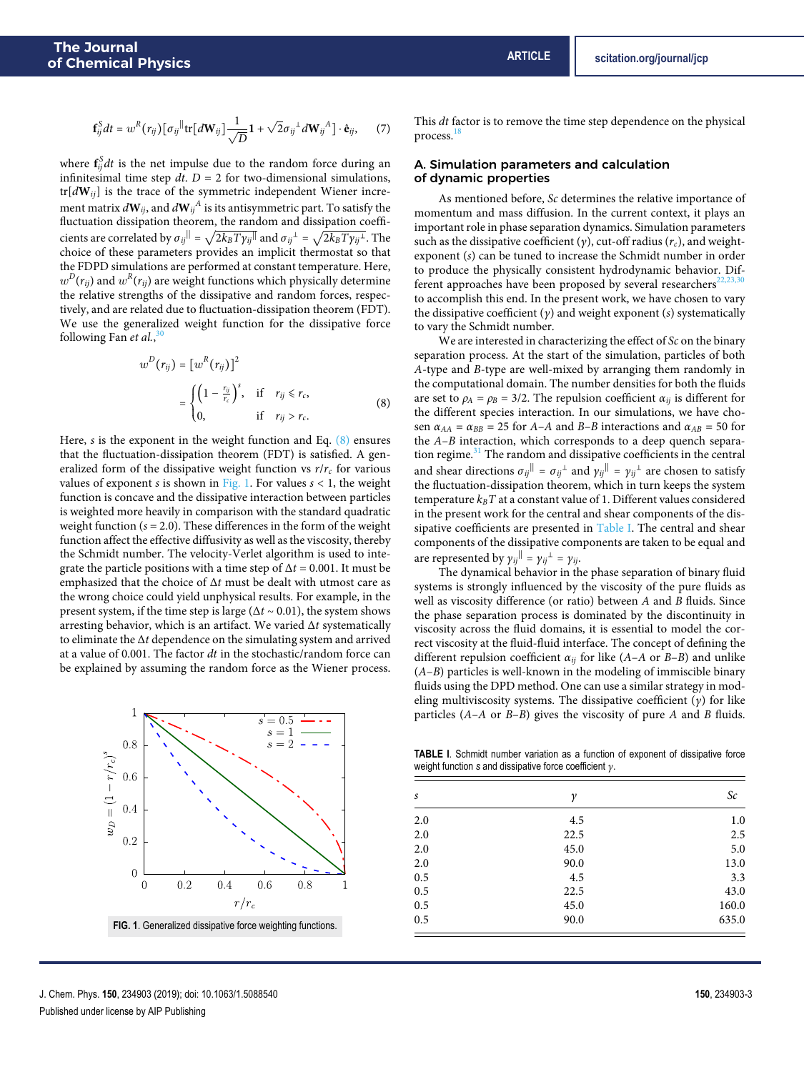$$\mathbf{f}_{ij}^{S}dt = w^{R}(r_{ij})\left[\sigma_{ij}^{\parallel}\mathrm{tr}[d\mathbf{W}_{ij}]\frac{1}{\sqrt{D}}\mathbf{1} + \sqrt{2}\sigma_{ij}^{\perp}d\mathbf{W}_{ij}^{A}\right]\cdot\hat{\mathbf{e}}_{ij}, \quad (7)$$

where $\mathbf{f}_{ij}^{S}dt$ is the net impulse due to the random force during an infinitesimal time step $dt$. $D = 2$ for two-dimensional simulations, $\mathrm{tr}[d\mathbf{W}_{ij}]$ is the trace of the symmetric independent Wiener increment matrix $d\mathbf{W}_{ij}$, and $d\mathbf{W}_{ij}^{A}$ is its antisymmetric part. To satisfy the fluctuation dissipation theorem, the random and dissipation coefficients are correlated by $\sigma_{ij}^{\parallel} = \sqrt{2k_BT\gamma_{ij}^{\parallel}}$ and $\sigma_{ij}^{\perp} = \sqrt{2k_BT\gamma_{ij}^{\perp}}$. The choice of these parameters provides an implicit thermostat so that the FDPD simulations are performed at constant temperature. Here, $w^{D}(r_{ij})$ and $w^{R}(r_{ij})$ are weight functions which physically determine the relative strengths of the dissipative and random forces, respectively, and are related due to fluctuation-dissipation theorem (FDT). We use the generalized weight function for the dissipative force following Fan *et al.*,[30]

$$w^{D}(r_{ij}) = \left[w^{R}(r_{ij})\right]^{2} = \begin{cases} \left(1 - \frac{r_{ij}}{r_c}\right)^{s}, & \text{if} \quad r_{ij} \leqslant r_c, \\ 0, & \text{if} \quad r_{ij} > r_c. \end{cases} \quad (8)$$

Here, $s$ is the exponent in the weight function and Eq. (8) ensures that the fluctuation-dissipation theorem (FDT) is satisfied. A generalized form of the dissipative weight function vs $r/r_c$ for various values of exponent $s$ is shown in Fig. 1. For values $s < 1$, the weight function is concave and the dissipative interaction between particles is weighted more heavily in comparison with the standard quadratic weight function ($s = 2.0$). These differences in the form of the weight function affect the effective diffusivity as well as the viscosity, thereby the Schmidt number. The velocity-Verlet algorithm is used to integrate the particle positions with a time step of $\Delta t = 0.001$. It must be emphasized that the choice of $\Delta t$ must be dealt with utmost care as the wrong choice could yield unphysical results. For example, in the present system, if the time step is large ($\Delta t \sim 0.01$), the system shows arresting behavior, which is an artifact. We varied $\Delta t$ systematically to eliminate the $\Delta t$ dependence on the simulating system and arrived at a value of 0.001. The factor $dt$ in the stochastic/random force can be explained by assuming the random force as the Wiener process.

**FIG. 1.** Generalized dissipative force weighting functions.

This $dt$ factor is to remove the time step dependence on the physical process.[18]

## A. Simulation parameters and calculation of dynamic properties

As mentioned before, $Sc$ determines the relative importance of momentum and mass diffusion. In the current context, it plays an important role in phase separation dynamics. Simulation parameters such as the dissipative coefficient ($\gamma$), cut-off radius ($r_c$), and weight-exponent ($s$) can be tuned to increase the Schmidt number in order to produce the physically consistent hydrodynamic behavior. Different approaches have been proposed by several researchers[22,23,30] to accomplish this end. In the present work, we have chosen to vary the dissipative coefficient ($\gamma$) and weight exponent ($s$) systematically to vary the Schmidt number.

We are interested in characterizing the effect of $Sc$ on the binary separation process. At the start of the simulation, particles of both $A$-type and $B$-type are well-mixed by arranging them randomly in the computational domain. The number densities for both the fluids are set to $\rho_A = \rho_B = 3/2$. The repulsion coefficient $\alpha_{ij}$ is different for the different species interaction. In our simulations, we have chosen $\alpha_{AA} = \alpha_{BB} = 25$ for $A$–$A$ and $B$–$B$ interactions and $\alpha_{AB} = 50$ for the $A$–$B$ interaction, which corresponds to a deep quench separation regime.[31] The random and dissipative coefficients in the central and shear directions $\sigma_{ij}^{\parallel} = \sigma_{ij}^{\perp}$ and $\gamma_{ij}^{\parallel} = \gamma_{ij}^{\perp}$ are chosen to satisfy the fluctuation-dissipation theorem, which in turn keeps the system temperature $k_BT$ at a constant value of 1. Different values considered in the present work for the central and shear components of the dissipative coefficients are presented in Table I. The central and shear components of the dissipative components are taken to be equal and are represented by $\gamma_{ij}^{\parallel} = \gamma_{ij}^{\perp} = \gamma_{ij}$.

The dynamical behavior in the phase separation of binary fluid systems is strongly influenced by the viscosity of the pure fluids as well as viscosity difference (or ratio) between $A$ and $B$ fluids. Since the phase separation process is dominated by the discontinuity in viscosity across the fluid domains, it is essential to model the correct viscosity at the fluid-fluid interface. The concept of defining the different repulsion coefficient $\alpha_{ij}$ for like ($A$–$A$ or $B$–$B$) and unlike ($A$–$B$) particles is well-known in the modeling of immiscible binary fluids using the DPD method. One can use a similar strategy in modeling multiviscosity systems. The dissipative coefficient ($\gamma$) for like particles ($A$–$A$ or $B$–$B$) gives the viscosity of pure $A$ and $B$ fluids.

**TABLE I.** Schmidt number variation as a function of exponent of dissipative force weight function $s$ and dissipative force coefficient $\gamma$.

| $s$ | $\gamma$ | $Sc$ |
|---|---|---|
| 2.0 | 4.5 | 1.0 |
| 2.0 | 22.5 | 2.5 |
| 2.0 | 45.0 | 5.0 |
| 2.0 | 90.0 | 13.0 |
| 0.5 | 4.5 | 3.3 |
| 0.5 | 22.5 | 43.0 |
| 0.5 | 45.0 | 160.0 |
| 0.5 | 90.0 | 635.0 |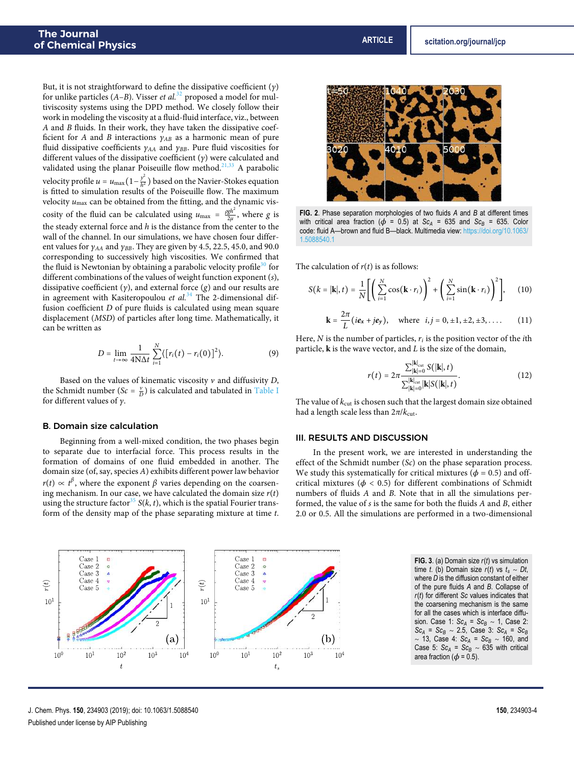But, it is not straightforward to define the dissipative coefficient ($\gamma$) for unlike particles ($A$–$B$). Visser *et al.*[32] proposed a model for multiviscosity systems using the DPD method. We closely follow their work in modeling the viscosity at a fluid-fluid interface, viz., between $A$ and $B$ fluids. In their work, they have taken the dissipative coefficient for $A$ and $B$ interactions $\gamma_{AB}$ as a harmonic mean of pure fluid dissipative coefficients $\gamma_{AA}$ and $\gamma_{BB}$. Pure fluid viscosities for different values of the dissipative coefficient ($\gamma$) were calculated and validated using the planar Poiseuille flow method.[21,33] A parabolic velocity profile $u = u_{\max}(1 - \frac{y^2}{h^2})$ based on the Navier-Stokes equation is fitted to simulation results of the Poiseuille flow. The maximum velocity $u_{\max}$ can be obtained from the fitting, and the dynamic viscosity of the fluid can be calculated using $u_{\max} = \frac{\rho g h^2}{2\mu}$, where $g$ is the steady external force and $h$ is the distance from the center to the wall of the channel. In our simulations, we have chosen four different values for $\gamma_{AA}$ and $\gamma_{BB}$. They are given by 4.5, 22.5, 45.0, and 90.0 corresponding to successively high viscosities. We confirmed that the fluid is Newtonian by obtaining a parabolic velocity profile[30] for different combinations of the values of weight function exponent ($s$), dissipative coefficient ($\gamma$), and external force ($g$) and our results are in agreement with Kasiteropoulou *et al.*[34] The 2-dimensional diffusion coefficient $D$ of pure fluids is calculated using mean square displacement ($MSD$) of particles after long time. Mathematically, it can be written as

$$D = \lim_{t\to\infty} \frac{1}{4N\Delta t} \sum_{i=1}^{N} \langle [r_i(t) - r_i(0)]^2 \rangle. \tag{9}$$

Based on the values of kinematic viscosity $\nu$ and diffusivity $D$, the Schmidt number ($Sc = \frac{\nu}{D}$) is calculated and tabulated in Table I for different values of $\gamma$.

### B. Domain size calculation

Beginning from a well-mixed condition, the two phases begin to separate due to interfacial force. This process results in the formation of domains of one fluid embedded in another. The domain size (of, say, species $A$) exhibits different power law behavior $r(t) \propto t^{\beta}$, where the exponent $\beta$ varies depending on the coarsening mechanism. In our case, we have calculated the domain size $r(t)$ using the structure factor[35] $S(k, t)$, which is the spatial Fourier transform of the density map of the phase separating mixture at time $t$.

FIG. 2. Phase separation morphologies of two fluids $A$ and $B$ at different times with critical area fraction ($\phi$ = 0.5) at $Sc_A$ = 635 and $Sc_B$ = 635. Color code: fluid A—brown and fluid B—black. Multimedia view: https://doi.org/10.1063/1.5088540.1

The calculation of $r(t)$ is as follows:

$$S(k = |\mathbf{k}|, t) = \frac{1}{N}\left[\left(\sum_{i=1}^{N}\cos(\mathbf{k}\cdot r_i)\right)^2 + \left(\sum_{i=1}^{N}\sin(\mathbf{k}\cdot r_i)\right)^2\right], \tag{10}$$

$$\mathbf{k} = \frac{2\pi}{L}(i\mathbf{e_x} + j\mathbf{e_y}), \quad \text{where} \quad i, j = 0, \pm1, \pm2, \pm3, \ldots. \tag{11}$$

Here, $N$ is the number of particles, $r_i$ is the position vector of the $i$th particle, $\mathbf{k}$ is the wave vector, and $L$ is the size of the domain,

$$r(t) = 2\pi \frac{\sum_{|\mathbf{k}|=0}^{|\mathbf{k}|_{\text{cut}}} S(|\mathbf{k}|, t)}{\sum_{|\mathbf{k}|=0}^{|\mathbf{k}|_{\text{cut}}} |\mathbf{k}| S(|\mathbf{k}|, t)}. \tag{12}$$

The value of $k_{\text{cut}}$ is chosen such that the largest domain size obtained had a length scale less than $2\pi/k_{\text{cut}}$.

## III. RESULTS AND DISCUSSION

In the present work, we are interested in understanding the effect of the Schmidt number ($Sc$) on the phase separation process. We study this systematically for critical mixtures ($\phi$ = 0.5) and off-critical mixtures ($\phi$ < 0.5) for different combinations of Schmidt numbers of fluids $A$ and $B$. Note that in all the simulations performed, the value of $s$ is the same for both the fluids $A$ and $B$, either 2.0 or 0.5. All the simulations are performed in a two-dimensional

FIG. 3. (a) Domain size $r(t)$ vs simulation time $t$. (b) Domain size $r(t)$ vs $t_s \sim Dt$, where $D$ is the diffusion constant of either of the pure fluids $A$ and $B$. Collapse of $r(t)$ for different $Sc$ values indicates that the coarsening mechanism is the same for all the cases which is interface diffusion. Case 1: $Sc_A = Sc_B \sim 1$, Case 2: $Sc_A = Sc_B \sim 2.5$, Case 3: $Sc_A = Sc_B \sim 13$, Case 4: $Sc_A = Sc_B \sim 160$, and Case 5: $Sc_A = Sc_B \sim 635$ with critical area fraction ($\phi$ = 0.5).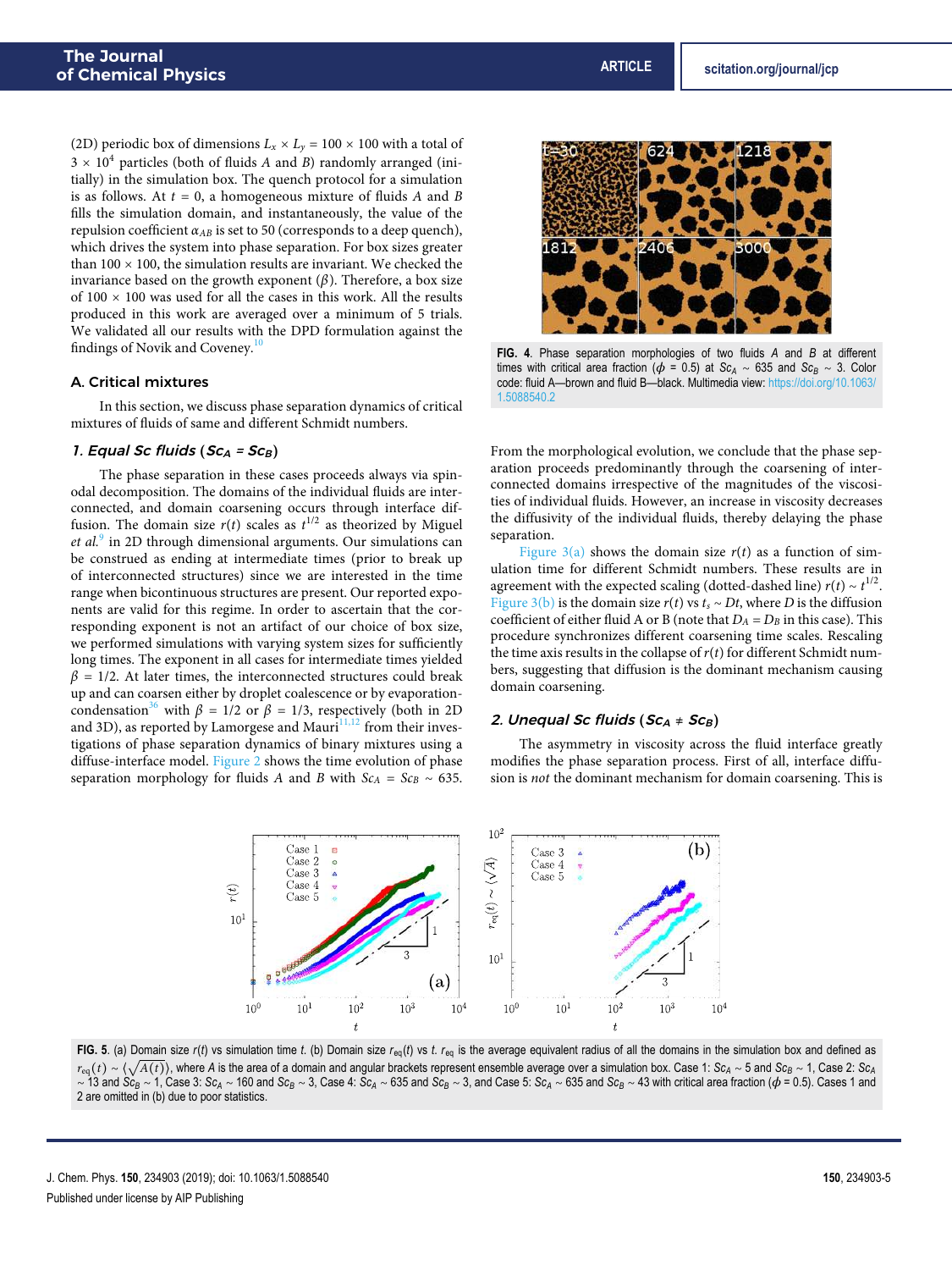(2D) periodic box of dimensions $L_x \times L_y = 100 \times 100$ with a total of $3 \times 10^4$ particles (both of fluids $A$ and $B$) randomly arranged (initially) in the simulation box. The quench protocol for a simulation is as follows. At $t = 0$, a homogeneous mixture of fluids $A$ and $B$ fills the simulation domain, and instantaneously, the value of the repulsion coefficient $\alpha_{AB}$ is set to 50 (corresponds to a deep quench), which drives the system into phase separation. For box sizes greater than $100 \times 100$, the simulation results are invariant. We checked the invariance based on the growth exponent ($\beta$). Therefore, a box size of $100 \times 100$ was used for all the cases in this work. All the results produced in this work are averaged over a minimum of 5 trials. We validated all our results with the DPD formulation against the findings of Novik and Coveney.[10]

### A. Critical mixtures

In this section, we discuss phase separation dynamics of critical mixtures of fluids of same and different Schmidt numbers.

#### 1. Equal Sc fluids ($Sc_A = Sc_B$)

The phase separation in these cases proceeds always via spinodal decomposition. The domains of the individual fluids are interconnected, and domain coarsening occurs through interface diffusion. The domain size $r(t)$ scales as $t^{1/2}$ as theorized by Miguel *et al.*[9] in 2D through dimensional arguments. Our simulations can be construed as ending at intermediate times (prior to break up of interconnected structures) since we are interested in the time range when bicontinuous structures are present. Our reported exponents are valid for this regime. In order to ascertain that the corresponding exponent is not an artifact of our choice of box size, we performed simulations with varying system sizes for sufficiently long times. The exponent in all cases for intermediate times yielded $\beta = 1/2$. At later times, the interconnected structures could break up and can coarsen either by droplet coalescence or by evaporation-condensation[36] with $\beta = 1/2$ or $\beta = 1/3$, respectively (both in 2D and 3D), as reported by Lamorgese and Mauri[11,12] from their investigations of phase separation dynamics of binary mixtures using a diffuse-interface model. Figure 2 shows the time evolution of phase separation morphology for fluids $A$ and $B$ with $Sc_A = Sc_B \sim 635$.

FIG. 4. Phase separation morphologies of two fluids $A$ and $B$ at different times with critical area fraction ($\phi = 0.5$) at $Sc_A \sim 635$ and $Sc_B \sim 3$. Color code: fluid A—brown and fluid B—black. Multimedia view: https://doi.org/10.1063/1.5088540.2

From the morphological evolution, we conclude that the phase separation proceeds predominantly through the coarsening of interconnected domains irrespective of the magnitudes of the viscosities of individual fluids. However, an increase in viscosity decreases the diffusivity of the individual fluids, thereby delaying the phase separation.

Figure 3(a) shows the domain size $r(t)$ as a function of simulation time for different Schmidt numbers. These results are in agreement with the expected scaling (dotted-dashed line) $r(t) \sim t^{1/2}$. Figure 3(b) is the domain size $r(t)$ vs $t_s \sim Dt$, where $D$ is the diffusion coefficient of either fluid A or B (note that $D_A = D_B$ in this case). This procedure synchronizes different coarsening time scales. Rescaling the time axis results in the collapse of $r(t)$ for different Schmidt numbers, suggesting that diffusion is the dominant mechanism causing domain coarsening.

#### 2. Unequal Sc fluids ($Sc_A \neq Sc_B$)

The asymmetry in viscosity across the fluid interface greatly modifies the phase separation process. First of all, interface diffusion is *not* the dominant mechanism for domain coarsening. This is

FIG. 5. (a) Domain size $r(t)$ vs simulation time $t$. (b) Domain size $r_{eq}(t)$ vs $t$. $r_{eq}$ is the average equivalent radius of all the domains in the simulation box and defined as $r_{eq}(t) \sim \langle\sqrt{A(t)}\rangle$, where $A$ is the area of a domain and angular brackets represent ensemble average over a simulation box. Case 1: $Sc_A \sim 5$ and $Sc_B \sim 1$, Case 2: $Sc_A \sim 13$ and $Sc_B \sim 1$, Case 3: $Sc_A \sim 160$ and $Sc_B \sim 3$, Case 4: $Sc_A \sim 635$ and $Sc_B \sim 3$, and Case 5: $Sc_A \sim 635$ and $Sc_B \sim 43$ with critical area fraction ($\phi = 0.5$). Cases 1 and 2 are omitted in (b) due to poor statistics.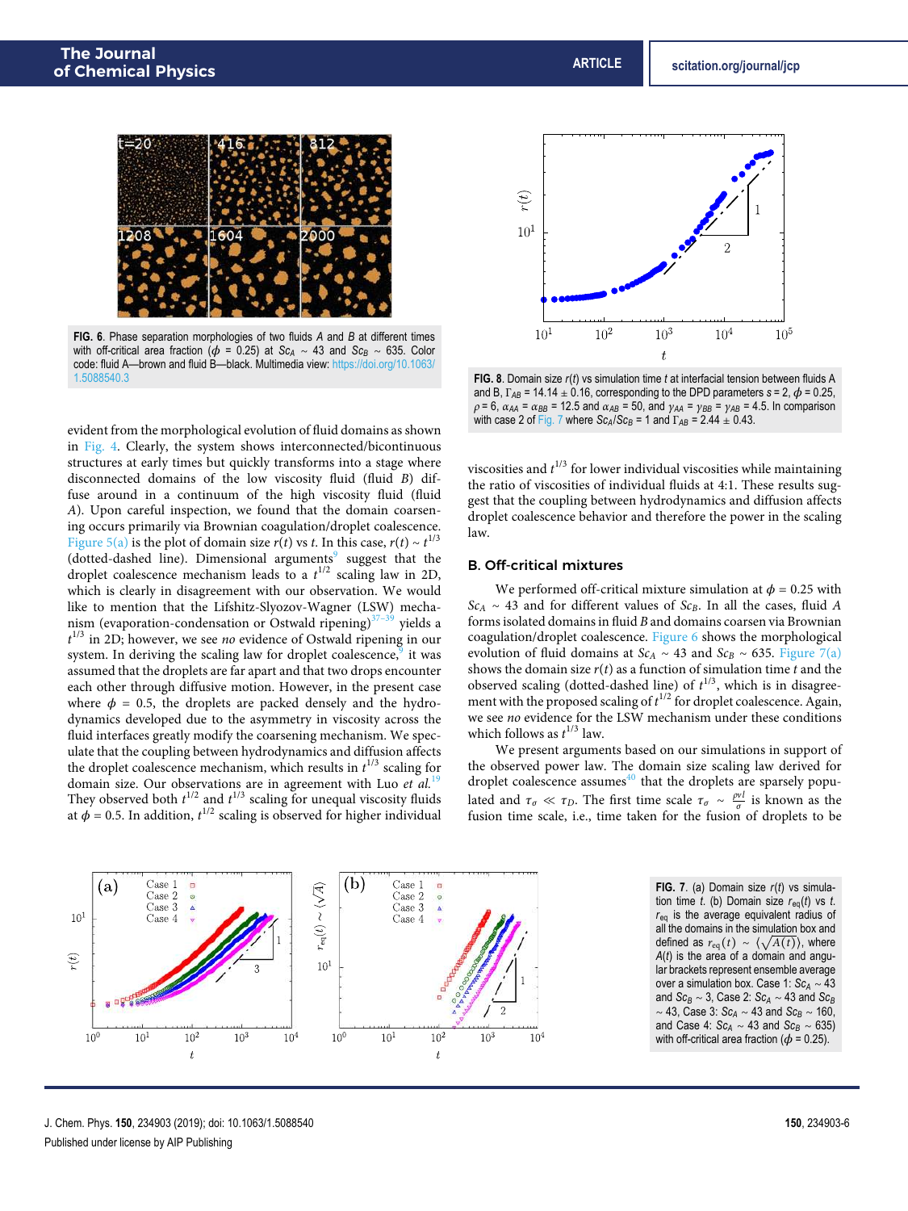FIG. 6. Phase separation morphologies of two fluids $A$ and $B$ at different times with off-critical area fraction ($\phi$ = 0.25) at $Sc_A \sim 43$ and $Sc_B \sim 635$. Color code: fluid A—brown and fluid B—black. Multimedia view: https://doi.org/10.1063/1.5088540.3

evident from the morphological evolution of fluid domains as shown in Fig. 4. Clearly, the system shows interconnected/bicontinuous structures at early times but quickly transforms into a stage where disconnected domains of the low viscosity fluid (fluid $B$) diffuse around in a continuum of the high viscosity fluid (fluid $A$). Upon careful inspection, we found that the domain coarsening occurs primarily via Brownian coagulation/droplet coalescence. Figure 5(a) is the plot of domain size $r(t)$ vs $t$. In this case, $r(t) \sim t^{1/3}$ (dotted-dashed line). Dimensional arguments[9] suggest that the droplet coalescence mechanism leads to a $t^{1/2}$ scaling law in 2D, which is clearly in disagreement with our observation. We would like to mention that the Lifshitz-Slyozov-Wagner (LSW) mechanism (evaporation-condensation or Ostwald ripening)[37–39] yields a $t^{1/3}$ in 2D; however, we see *no* evidence of Ostwald ripening in our system. In deriving the scaling law for droplet coalescence,[9] it was assumed that the droplets are far apart and that two drops encounter each other through diffusive motion. However, in the present case where $\phi = 0.5$, the droplets are packed densely and the hydrodynamics developed due to the asymmetry in viscosity across the fluid interfaces greatly modify the coarsening mechanism. We speculate that the coupling between hydrodynamics and diffusion affects the droplet coalescence mechanism, which results in $t^{1/3}$ scaling for domain size. Our observations are in agreement with Luo *et al.*[19] They observed both $t^{1/2}$ and $t^{1/3}$ scaling for unequal viscosity fluids at $\phi = 0.5$. In addition, $t^{1/2}$ scaling is observed for higher individual viscosities and $t^{1/3}$ for lower individual viscosities while maintaining the ratio of viscosities of individual fluids at 4:1. These results suggest that the coupling between hydrodynamics and diffusion affects droplet coalescence behavior and therefore the power in the scaling law.

FIG. 8. Domain size $r(t)$ vs simulation time $t$ at interfacial tension between fluids A and B, $\Gamma_{AB}$ = 14.14 ± 0.16, corresponding to the DPD parameters $s = 2$, $\phi = 0.25$, $\rho = 6$, $\alpha_{AA} = \alpha_{BB} = 12.5$ and $\alpha_{AB} = 50$, and $\gamma_{AA} = \gamma_{BB} = \gamma_{AB} = 4.5$. In comparison with case 2 of Fig. 7 where $Sc_A/Sc_B = 1$ and $\Gamma_{AB}$ = 2.44 ± 0.43.

### B. Off-critical mixtures

We performed off-critical mixture simulation at $\phi = 0.25$ with $Sc_A \sim 43$ and for different values of $Sc_B$. In all the cases, fluid $A$ forms isolated domains in fluid $B$ and domains coarsen via Brownian coagulation/droplet coalescence. Figure 6 shows the morphological evolution of fluid domains at $Sc_A \sim 43$ and $Sc_B \sim 635$. Figure 7(a) shows the domain size $r(t)$ as a function of simulation time $t$ and the observed scaling (dotted-dashed line) of $t^{1/3}$, which is in disagreement with the proposed scaling of $t^{1/2}$ for droplet coalescence. Again, we see *no* evidence for the LSW mechanism under these conditions which follows as $t^{1/3}$ law.

We present arguments based on our simulations in support of the observed power law. The domain size scaling law derived for droplet coalescence assumes[40] that the droplets are sparsely populated and $\tau_\sigma \ll \tau_D$. The first time scale $\tau_\sigma \sim \frac{\rho \nu l}{\sigma}$ is known as the fusion time scale, i.e., time taken for the fusion of droplets to be

FIG. 7. (a) Domain size $r(t)$ vs simulation time $t$. (b) Domain size $r_{eq}(t)$ vs $t$. $r_{eq}$ is the average equivalent radius of all the domains in the simulation box and defined as $r_{eq}(t) \sim \langle\sqrt{A(t)}\rangle$, where $A(t)$ is the area of a domain and angular brackets represent ensemble average over a simulation box. Case 1: $Sc_A \sim 43$ and $Sc_B \sim 3$, Case 2: $Sc_A \sim 43$ and $Sc_B \sim 43$, Case 3: $Sc_A \sim 43$ and $Sc_B \sim 160$, and Case 4: $Sc_A \sim 43$ and $Sc_B \sim 635$) with off-critical area fraction ($\phi$ = 0.25).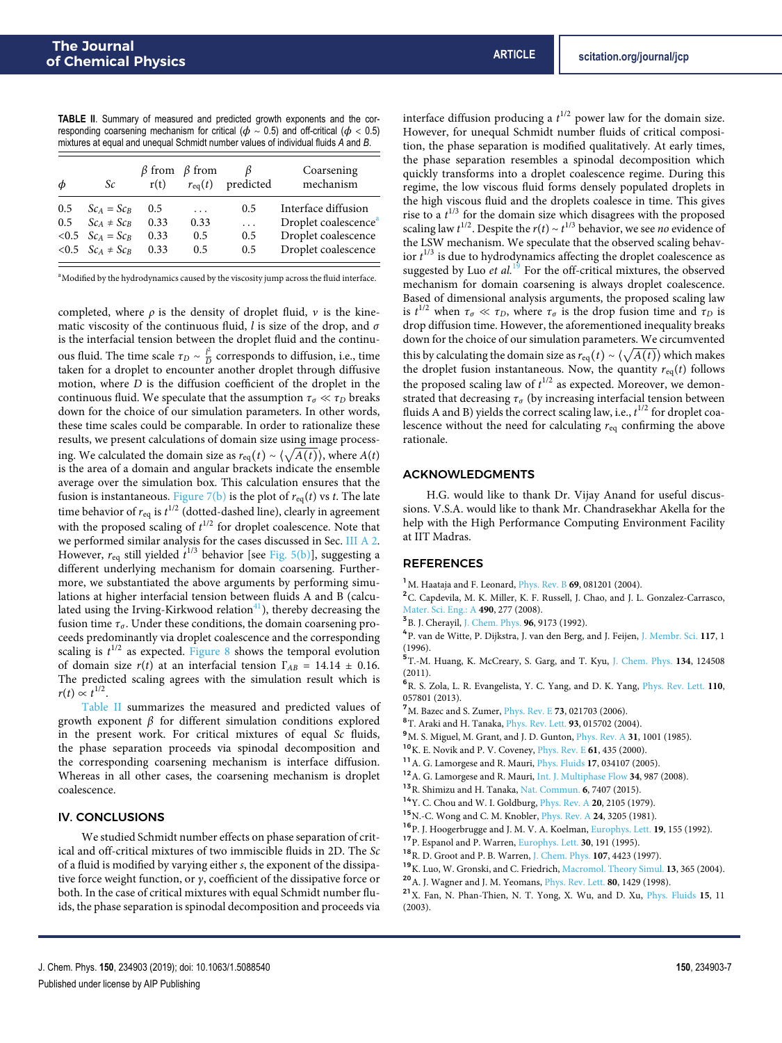**TABLE II**. Summary of measured and predicted growth exponents and the corresponding coarsening mechanism for critical ($\phi$ ∼ 0.5) and off-critical ($\phi$ < 0.5) mixtures at equal and unequal Schmidt number values of individual fluids *A* and *B*.

| $\phi$ | *Sc* | $\beta$ from r(t) | $\beta$ from $r_{eq}(t)$ | $\beta$ predicted | Coarsening mechanism |
|---|---|---|---|---|---|
| 0.5 | $Sc_A = Sc_B$ | 0.5 | ... | 0.5 | Interface diffusion |
| 0.5 | $Sc_A \neq Sc_B$ | 0.33 | 0.33 | ... | Droplet coalescence[a] |
| <0.5 | $Sc_A = Sc_B$ | 0.33 | 0.5 | 0.5 | Droplet coalescence |
| <0.5 | $Sc_A \neq Sc_B$ | 0.33 | 0.5 | 0.5 | Droplet coalescence |

[a]Modified by the hydrodynamics caused by the viscosity jump across the fluid interface.

completed, where $\rho$ is the density of droplet fluid, $\nu$ is the kinematic viscosity of the continuous fluid, $l$ is size of the drop, and $\sigma$ is the interfacial tension between the droplet fluid and the continuous fluid. The time scale $\tau_D \sim \frac{l^2}{D}$ corresponds to diffusion, i.e., time taken for a droplet to encounter another droplet through diffusive motion, where $D$ is the diffusion coefficient of the droplet in the continuous fluid. We speculate that the assumption $\tau_\sigma \ll \tau_D$ breaks down for the choice of our simulation parameters. In other words, these time scales could be comparable. In order to rationalize these results, we present calculations of domain size using image processing. We calculated the domain size as $r_{eq}(t) \sim \langle\sqrt{A(t)}\rangle$, where $A(t)$ is the area of a domain and angular brackets indicate the ensemble average over the simulation box. This calculation ensures that the fusion is instantaneous. Figure 7(b) is the plot of $r_{eq}(t)$ vs $t$. The late time behavior of $r_{eq}$ is $t^{1/2}$ (dotted-dashed line), clearly in agreement with the proposed scaling of $t^{1/2}$ for droplet coalescence. Note that we performed similar analysis for the cases discussed in Sec. III A 2. However, $r_{eq}$ still yielded $t^{1/3}$ behavior [see Fig. 5(b)], suggesting a different underlying mechanism for domain coarsening. Furthermore, we substantiated the above arguments by performing simulations at higher interfacial tension between fluids A and B (calculated using the Irving-Kirkwood relation[41]), thereby decreasing the fusion time $\tau_\sigma$. Under these conditions, the domain coarsening proceeds predominantly via droplet coalescence and the corresponding scaling is $t^{1/2}$ as expected. Figure 8 shows the temporal evolution of domain size $r(t)$ at an interfacial tension $\Gamma_{AB}$ = 14.14 ± 0.16. The predicted scaling agrees with the simulation result which is $r(t) \propto t^{1/2}$.

Table II summarizes the measured and predicted values of growth exponent $\beta$ for different simulation conditions explored in the present work. For critical mixtures of equal *Sc* fluids, the phase separation proceeds via spinodal decomposition and the corresponding coarsening mechanism is interface diffusion. Whereas in all other cases, the coarsening mechanism is droplet coalescence.

## IV. CONCLUSIONS

We studied Schmidt number effects on phase separation of critical and off-critical mixtures of two immiscible fluids in 2D. The *Sc* of a fluid is modified by varying either *s*, the exponent of the dissipative force weight function, or $\gamma$, coefficient of the dissipative force or both. In the case of critical mixtures with equal Schmidt number fluids, the phase separation is spinodal decomposition and proceeds via interface diffusion producing a $t^{1/2}$ power law for the domain size. However, for unequal Schmidt number fluids of critical composition, the phase separation is modified qualitatively. At early times, the phase separation resembles a spinodal decomposition which quickly transforms into a droplet coalescence regime. During this regime, the low viscous fluid forms densely populated droplets in the high viscous fluid and the droplets coalesce in time. This gives rise to a $t^{1/3}$ for the domain size which disagrees with the proposed scaling law $t^{1/2}$. Despite the $r(t) \sim t^{1/3}$ behavior, we see *no* evidence of the LSW mechanism. We speculate that the observed scaling behavior $t^{1/3}$ is due to hydrodynamics affecting the droplet coalescence as suggested by Luo *et al.*[19] For the off-critical mixtures, the observed mechanism for domain coarsening is always droplet coalescence. Based of dimensional analysis arguments, the proposed scaling law is $t^{1/2}$ when $\tau_\sigma \ll \tau_D$, where $\tau_\sigma$ is the drop fusion time and $\tau_D$ is drop diffusion time. However, the aforementioned inequality breaks down for the choice of our simulation parameters. We circumvented this by calculating the domain size as $r_{eq}(t) \sim \langle\sqrt{A(t)}\rangle$ which makes the droplet fusion instantaneous. Now, the quantity $r_{eq}(t)$ follows the proposed scaling law of $t^{1/2}$ as expected. Moreover, we demonstrated that decreasing $\tau_\sigma$ (by increasing interfacial tension between fluids A and B) yields the correct scaling law, i.e., $t^{1/2}$ for droplet coalescence without the need for calculating $r_{eq}$ confirming the above rationale.

## ACKNOWLEDGMENTS

H.G. would like to thank Dr. Vijay Anand for useful discussions. V.S.A. would like to thank Mr. Chandrasekhar Akella for the help with the High Performance Computing Environment Facility at IIT Madras.

## REFERENCES

[1] M. Haataja and F. Leonard, Phys. Rev. B **69**, 081201 (2004).
[2] C. Capdevila, M. K. Miller, K. F. Russell, J. Chao, and J. L. Gonzalez-Carrasco, Mater. Sci. Eng.: A **490**, 277 (2008).
[3] B. J. Cherayil, J. Chem. Phys. **96**, 9173 (1992).
[4] P. van de Witte, P. Dijkstra, J. van den Berg, and J. Feijen, J. Membr. Sci. **117**, 1 (1996).
[5] T.-M. Huang, K. McCreary, S. Garg, and T. Kyu, J. Chem. Phys. **134**, 124508 (2011).
[6] R. S. Zola, L. R. Evangelista, Y. C. Yang, and D. K. Yang, Phys. Rev. Lett. **110**, 057801 (2013).
[7] M. Bazec and S. Zumer, Phys. Rev. E **73**, 021703 (2006).
[8] T. Araki and H. Tanaka, Phys. Rev. Lett. **93**, 015702 (2004).
[9] M. S. Miguel, M. Grant, and J. D. Gunton, Phys. Rev. A **31**, 1001 (1985).
[10] K. E. Novik and P. V. Coveney, Phys. Rev. E **61**, 435 (2000).
[11] A. G. Lamorgese and R. Mauri, Phys. Fluids **17**, 034107 (2005).
[12] A. G. Lamorgese and R. Mauri, Int. J. Multiphase Flow **34**, 987 (2008).
[13] R. Shimizu and H. Tanaka, Nat. Commun. **6**, 7407 (2015).
[14] Y. C. Chou and W. I. Goldburg, Phys. Rev. A **20**, 2105 (1979).
[15] N.-C. Wong and C. M. Knobler, Phys. Rev. A **24**, 3205 (1981).
[16] P. J. Hoogerbrugge and J. M. V. A. Koelman, Europhys. Lett. **19**, 155 (1992).
[17] P. Espanol and P. Warren, Europhys. Lett. **30**, 191 (1995).
[18] R. D. Groot and P. B. Warren, J. Chem. Phys. **107**, 4423 (1997).
[19] K. Luo, W. Gronski, and C. Friedrich, Macromol. Theory Simul. **13**, 365 (2004).
[20] A. J. Wagner and J. M. Yeomans, Phys. Rev. Lett. **80**, 1429 (1998).
[21] X. Fan, N. Phan-Thien, N. T. Yong, X. Wu, and D. Xu, Phys. Fluids **15**, 11 (2003).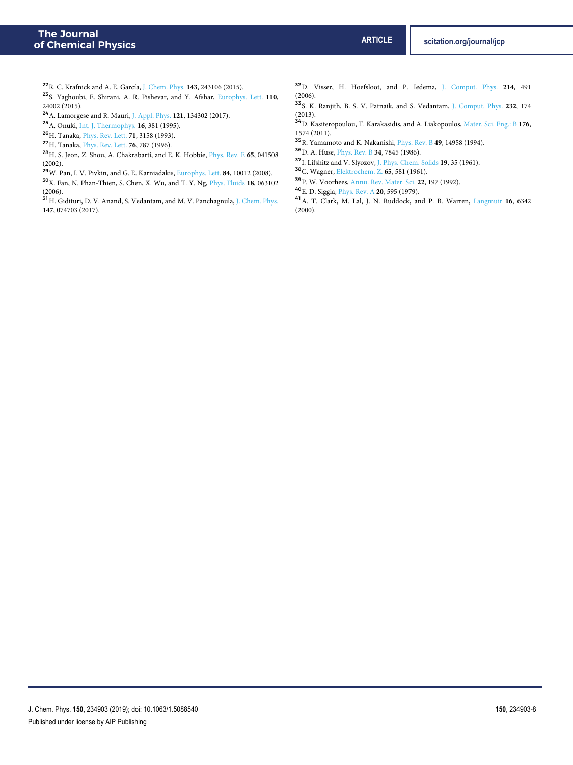[22] R. C. Krafnick and A. E. García, J. Chem. Phys. **143**, 243106 (2015).

[23] S. Yaghoubi, E. Shirani, A. R. Pishevar, and Y. Afshar, Europhys. Lett. **110**, 24002 (2015).

[24] A. Lamorgese and R. Mauri, J. Appl. Phys. **121**, 134302 (2017).

[25] A. Onuki, Int. J. Thermophys. **16**, 381 (1995).

[26] H. Tanaka, Phys. Rev. Lett. **71**, 3158 (1993).

[27] H. Tanaka, Phys. Rev. Lett. **76**, 787 (1996).

[28] H. S. Jeon, Z. Shou, A. Chakrabarti, and E. K. Hobbie, Phys. Rev. E **65**, 041508 (2002).

[29] W. Pan, I. V. Pivkin, and G. E. Karniadakis, Europhys. Lett. **84**, 10012 (2008).

[30] X. Fan, N. Phan-Thien, S. Chen, X. Wu, and T. Y. Ng, Phys. Fluids **18**, 063102 (2006).

[31] H. Gidituri, D. V. Anand, S. Vedantam, and M. V. Panchagnula, J. Chem. Phys. **147**, 074703 (2017).

[32] D. Visser, H. Hoefsloot, and P. Iedema, J. Comput. Phys. **214**, 491 (2006).

[33] S. K. Ranjith, B. S. V. Patnaik, and S. Vedantam, J. Comput. Phys. **232**, 174 (2013).

[34] D. Kasiteropoulou, T. Karakasidis, and A. Liakopoulos, Mater. Sci. Eng.: B **176**, 1574 (2011).

[35] R. Yamamoto and K. Nakanishi, Phys. Rev. B **49**, 14958 (1994).

[36] D. A. Huse, Phys. Rev. B **34**, 7845 (1986).

[37] I. Lifshitz and V. Slyozov, J. Phys. Chem. Solids **19**, 35 (1961).

[38] C. Wagner, Elektrochem. Z. **65**, 581 (1961).

[39] P. W. Voorhees, Annu. Rev. Mater. Sci. **22**, 197 (1992).

[40] E. D. Siggia, Phys. Rev. A **20**, 595 (1979).

[41] A. T. Clark, M. Lal, J. N. Ruddock, and P. B. Warren, Langmuir **16**, 6342 (2000).